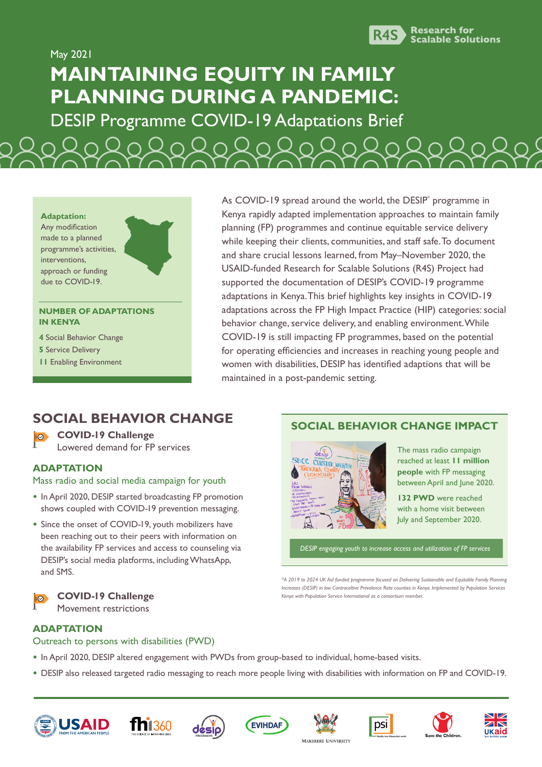May 2021

# MAINTAINING EQUITY IN FAMILY PLANNING DURING A PANDEMIC:

## DESIP Programme COVID-19 Adaptations Brief

**Adaptation:** Any modification made to a planned programme's activities, interventions, approach or funding due to COVID-19.

**NUMBER OF ADAPTATIONS IN KENYA**

- **4** Social Behavior Change
- **5** Service Delivery
- **11** Enabling Environment

As COVID-19 spread around the world, the DESIP* programme in Kenya rapidly adapted implementation approaches to maintain family planning (FP) programmes and continue equitable service delivery while keeping their clients, communities, and staff safe. To document and share crucial lessons learned, from May–November 2020, the USAID-funded Research for Scalable Solutions (R4S) Project had supported the documentation of DESIP's COVID-19 programme adaptations in Kenya. This brief highlights key insights in COVID-19 adaptations across the FP High Impact Practice (HIP) categories: social behavior change, service delivery, and enabling environment. While COVID-19 is still impacting FP programmes, based on the potential for operating efficiencies and increases in reaching young people and women with disabilities, DESIP has identified adaptions that will be maintained in a post-pandemic setting.

## SOCIAL BEHAVIOR CHANGE

**COVID-19 Challenge**
Lowered demand for FP services

### ADAPTATION

Mass radio and social media campaign for youth

- In April 2020, DESIP started broadcasting FP promotion shows coupled with COVID-19 prevention messaging.
- Since the onset of COVID-19, youth mobilizers have been reaching out to their peers with information on the availability FP services and access to counseling via DESIP's social media platforms, including WhatsApp, and SMS.

**COVID-19 Challenge**
Movement restrictions

### ADAPTATION

Outreach to persons with disabilities (PWD)

- In April 2020, DESIP altered engagement with PWDs from group-based to individual, home-based visits.
- DESIP also released targeted radio messaging to reach more people living with disabilities with information on FP and COVID-19.

## SOCIAL BEHAVIOR CHANGE IMPACT

The mass radio campaign reached at least **11 million people** with FP messaging between April and June 2020.

**132 PWD** were reached with a home visit between July and September 2020.

*DESIP engaging youth to increase access and utilization of FP services*

*A 2019 to 2024 UK Aid funded programme focused on Delivering Sustainable and Equitable Family Planning Increases (DESIP) in low Contraceltive Prevalence Rate counties in Kenya. Implemented by Population Services Kenya with Population Service International as a consortium member.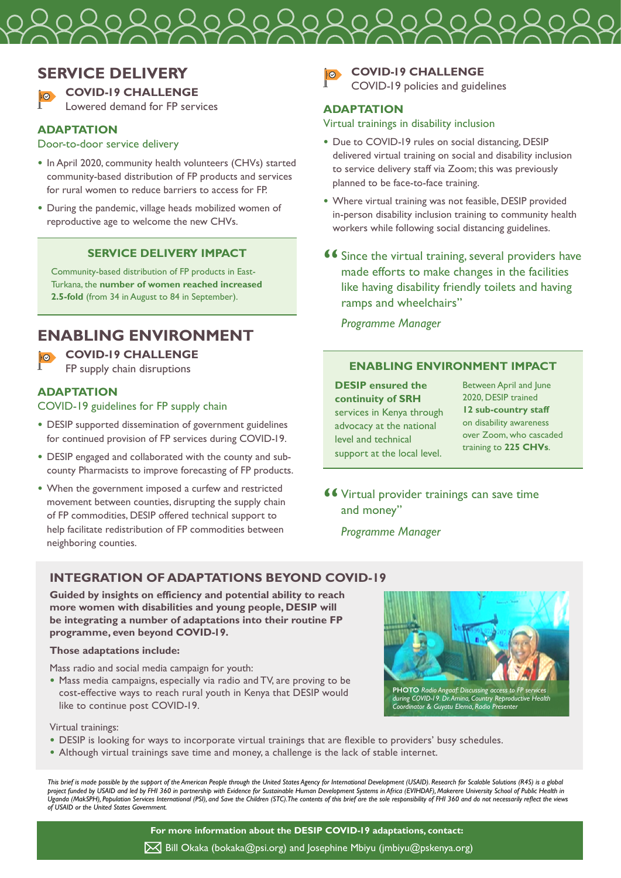## SERVICE DELIVERY

**COVID-19 CHALLENGE**
Lowered demand for FP services

### ADAPTATION
Door-to-door service delivery

- In April 2020, community health volunteers (CHVs) started community-based distribution of FP products and services for rural women to reduce barriers to access for FP.
- During the pandemic, village heads mobilized women of reproductive age to welcome the new CHVs.

### SERVICE DELIVERY IMPACT

Community-based distribution of FP products in East-Turkana, the **number of women reached increased 2.5-fold** (from 34 in August to 84 in September).

## ENABLING ENVIRONMENT

**COVID-19 CHALLENGE**
FP supply chain disruptions

### ADAPTATION
COVID-19 guidelines for FP supply chain

- DESIP supported dissemination of government guidelines for continued provision of FP services during COVID-19.
- DESIP engaged and collaborated with the county and sub-county Pharmacists to improve forecasting of FP products.
- When the government imposed a curfew and restricted movement between counties, disrupting the supply chain of FP commodities, DESIP offered technical support to help facilitate redistribution of FP commodities between neighboring counties.

**COVID-19 CHALLENGE**
COVID-19 policies and guidelines

### ADAPTATION
Virtual trainings in disability inclusion

- Due to COVID-19 rules on social distancing, DESIP delivered virtual training on social and disability inclusion to service delivery staff via Zoom; this was previously planned to be face-to-face training.
- Where virtual training was not feasible, DESIP provided in-person disability inclusion training to community health workers while following social distancing guidelines.

> "Since the virtual training, several providers have made efforts to make changes in the facilities like having disability friendly toilets and having ramps and wheelchairs"
>
> *Programme Manager*

### ENABLING ENVIRONMENT IMPACT

**DESIP ensured the continuity of SRH** services in Kenya through advocacy at the national level and technical support at the local level.

Between April and June 2020, DESIP trained **12 sub-country staff** on disability awareness over Zoom, who cascaded training to **225 CHVs**.

> "Virtual provider trainings can save time and money"
>
> *Programme Manager*

## INTEGRATION OF ADAPTATIONS BEYOND COVID-19

**Guided by insights on efficiency and potential ability to reach more women with disabilities and young people, DESIP will be integrating a number of adaptations into their routine FP programme, even beyond COVID-19.**

**Those adaptations include:**

Mass radio and social media campaign for youth:

- Mass media campaigns, especially via radio and TV, are proving to be cost-effective ways to reach rural youth in Kenya that DESIP would like to continue post COVID-19.

**PHOTO** *Radio Angaaf: Discussing access to FP services during COVID-19. Dr. Amina, Country Reproductive Health Coordinator & Guyatu Elema, Radio Presenter*

Virtual trainings:

- DESIP is looking for ways to incorporate virtual trainings that are flexible to providers' busy schedules.
- Although virtual trainings save time and money, a challenge is the lack of stable internet.

*This brief is made possible by the support of the American People through the United States Agency for International Development (USAID). Research for Scalable Solutions (R4S) is a global project funded by USAID and led by FHI 360 in partnership with Evidence for Sustainable Human Development Systems in Africa (EVIHDAF), Makerere University School of Public Health in Uganda (MakSPH), Population Services International (PSI), and Save the Children (STC). The contents of this brief are the sole responsibility of FHI 360 and do not necessarily reflect the views of USAID or the United States Government.*

**For more information about the DESIP COVID-19 adaptations, contact:**
Bill Okaka (bokaka@psi.org) and Josephine Mbiyu (jmbiyu@pskenya.org)